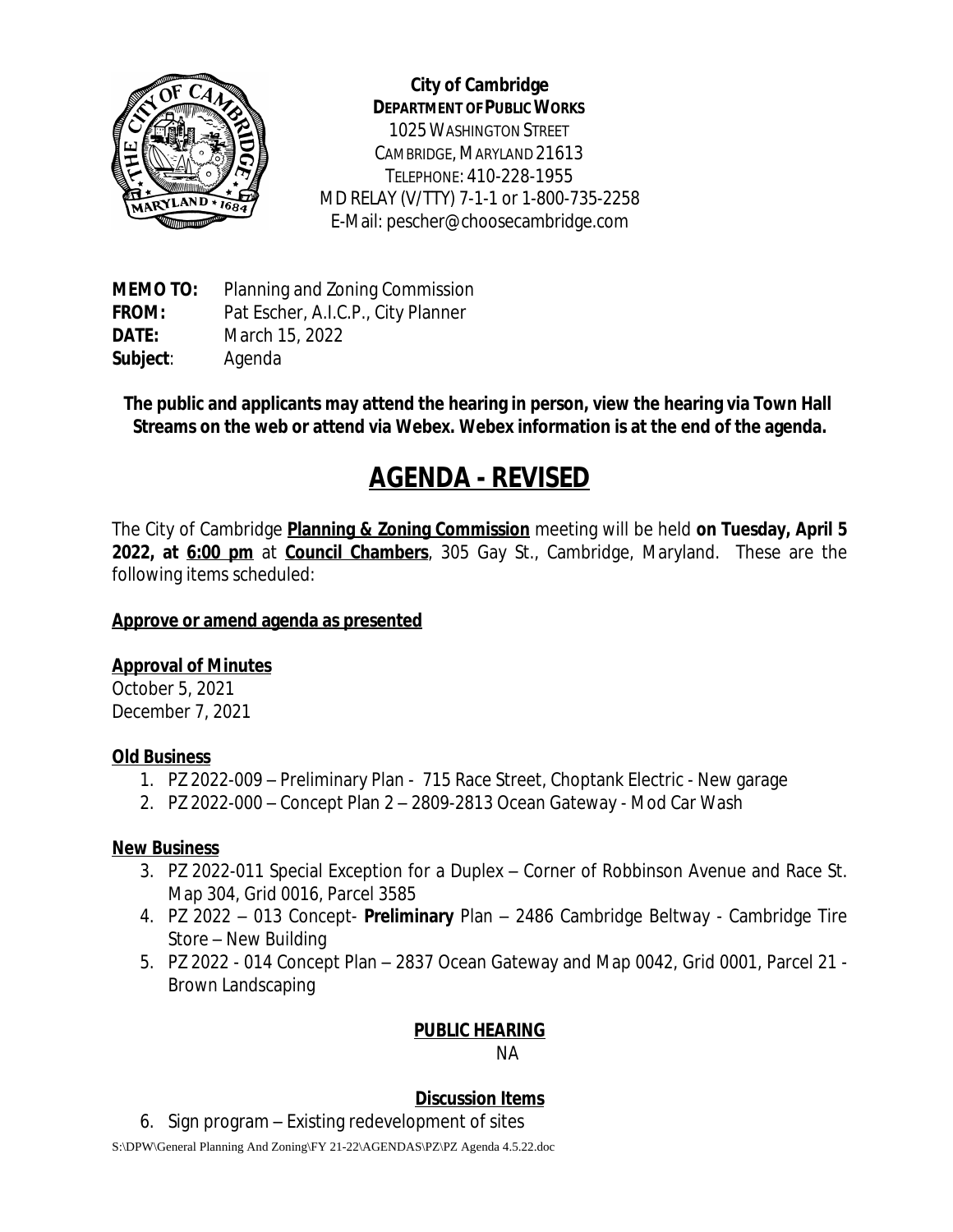**City of Cambridge**
**DEPARTMENT OF PUBLIC WORKS**
1025 WASHINGTON STREET
CAMBRIDGE, MARYLAND 21613
TELEPHONE: 410-228-1955
MD RELAY (V/TTY) 7-1-1 or 1-800-735-2258
E-Mail: pescher@choosecambridge.com

**MEMO TO:** Planning and Zoning Commission
**FROM:** Pat Escher, A.I.C.P., City Planner
**DATE:** March 15, 2022
**Subject**: Agenda

**The public and applicants may attend the hearing in person, view the hearing via Town Hall Streams on the web or attend via Webex. Webex information is at the end of the agenda.**

# AGENDA - REVISED

The City of Cambridge **Planning & Zoning Commission** meeting will be held **on Tuesday, April 5 2022, at 6:00 pm** at **Council Chambers**, 305 Gay St., Cambridge, Maryland. These are the following items scheduled:

**Approve or amend agenda as presented**

**Approval of Minutes**
October 5, 2021
December 7, 2021

**Old Business**

1. PZ 2022-009 – Preliminary Plan - 715 Race Street, Choptank Electric - New garage
2. PZ 2022-000 – Concept Plan 2 – 2809-2813 Ocean Gateway - Mod Car Wash

**New Business**

3. PZ 2022-011 Special Exception for a Duplex – Corner of Robbinson Avenue and Race St. Map 304, Grid 0016, Parcel 3585
4. PZ 2022 – 013 Concept- **Preliminary** Plan – 2486 Cambridge Beltway - Cambridge Tire Store – New Building
5. PZ 2022 - 014 Concept Plan – 2837 Ocean Gateway and Map 0042, Grid 0001, Parcel 21 - Brown Landscaping

**PUBLIC HEARING**

NA

**Discussion Items**

6. Sign program – Existing redevelopment of sites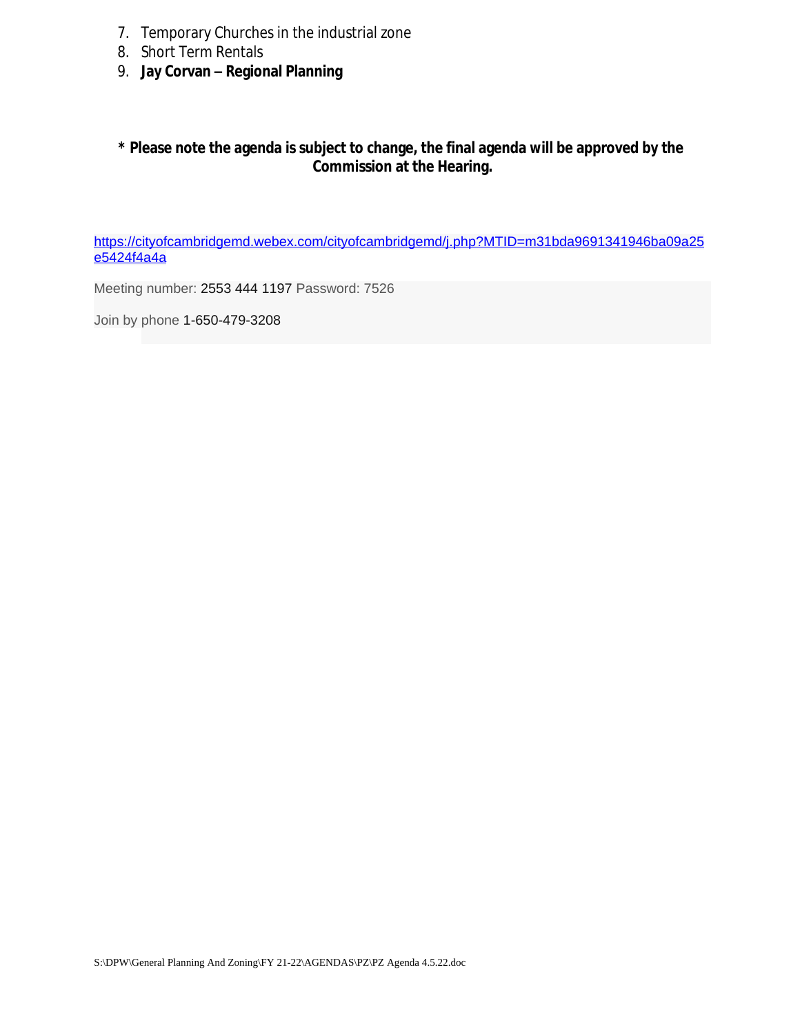7. Temporary Churches in the industrial zone
8. Short Term Rentals
9. **Jay Corvan – Regional Planning**

**\* Please note the agenda is subject to change, the final agenda will be approved by the Commission at the Hearing.**

[https://cityofcambridgemd.webex.com/cityofcambridgemd/j.php?MTID=m31bda9691341946ba09a25e5424f4a4a](https://cityofcambridgemd.webex.com/cityofcambridgemd/j.php?MTID=m31bda9691341946ba09a25e5424f4a4a)

Meeting number: 2553 444 1197 Password: 7526

Join by phone 1-650-479-3208

S:\DPW\General Planning And Zoning\FY 21-22\AGENDAS\PZ\PZ Agenda 4.5.22.doc